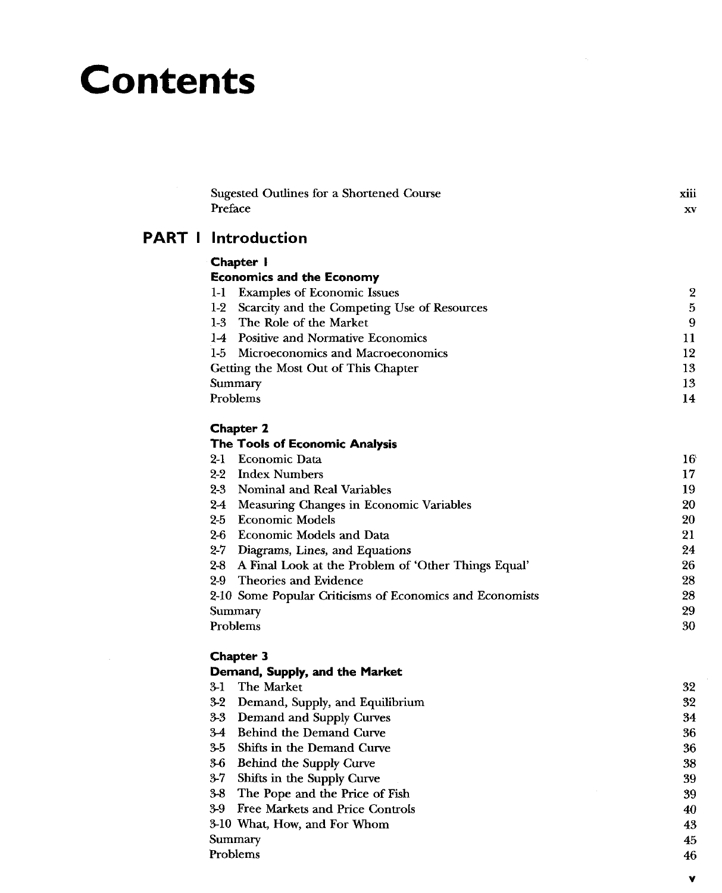# Contents

| | |
|---|---|
| Sugested Outlines for a Shortened Course | xiii |
| Preface | xv |

## PART I Introduction

### Chapter 1
### Economics and the Economy

| | |
|---|---|
| 1-1 Examples of Economic Issues | 2 |
| 1-2 Scarcity and the Competing Use of Resources | 5 |
| 1-3 The Role of the Market | 9 |
| 1-4 Positive and Normative Economics | 11 |
| 1-5 Microeconomics and Macroeconomics | 12 |
| Getting the Most Out of This Chapter | 13 |
| Summary | 13 |
| Problems | 14 |

### Chapter 2
### The Tools of Economic Analysis

| | |
|---|---|
| 2-1 Economic Data | 16 |
| 2-2 Index Numbers | 17 |
| 2-3 Nominal and Real Variables | 19 |
| 2-4 Measuring Changes in Economic Variables | 20 |
| 2-5 Economic Models | 20 |
| 2-6 Economic Models and Data | 21 |
| 2-7 Diagrams, Lines, and Equations | 24 |
| 2-8 A Final Look at the Problem of 'Other Things Equal' | 26 |
| 2-9 Theories and Evidence | 28 |
| 2-10 Some Popular Criticisms of Economics and Economists | 28 |
| Summary | 29 |
| Problems | 30 |

### Chapter 3
### Demand, Supply, and the Market

| | |
|---|---|
| 3-1 The Market | 32 |
| 3-2 Demand, Supply, and Equilibrium | 32 |
| 3-3 Demand and Supply Curves | 34 |
| 3-4 Behind the Demand Curve | 36 |
| 3-5 Shifts in the Demand Curve | 36 |
| 3-6 Behind the Supply Curve | 38 |
| 3-7 Shifts in the Supply Curve | 39 |
| 3-8 The Pope and the Price of Fish | 39 |
| 3-9 Free Markets and Price Controls | 40 |
| 3-10 What, How, and For Whom | 43 |
| Summary | 45 |
| Problems | 46 |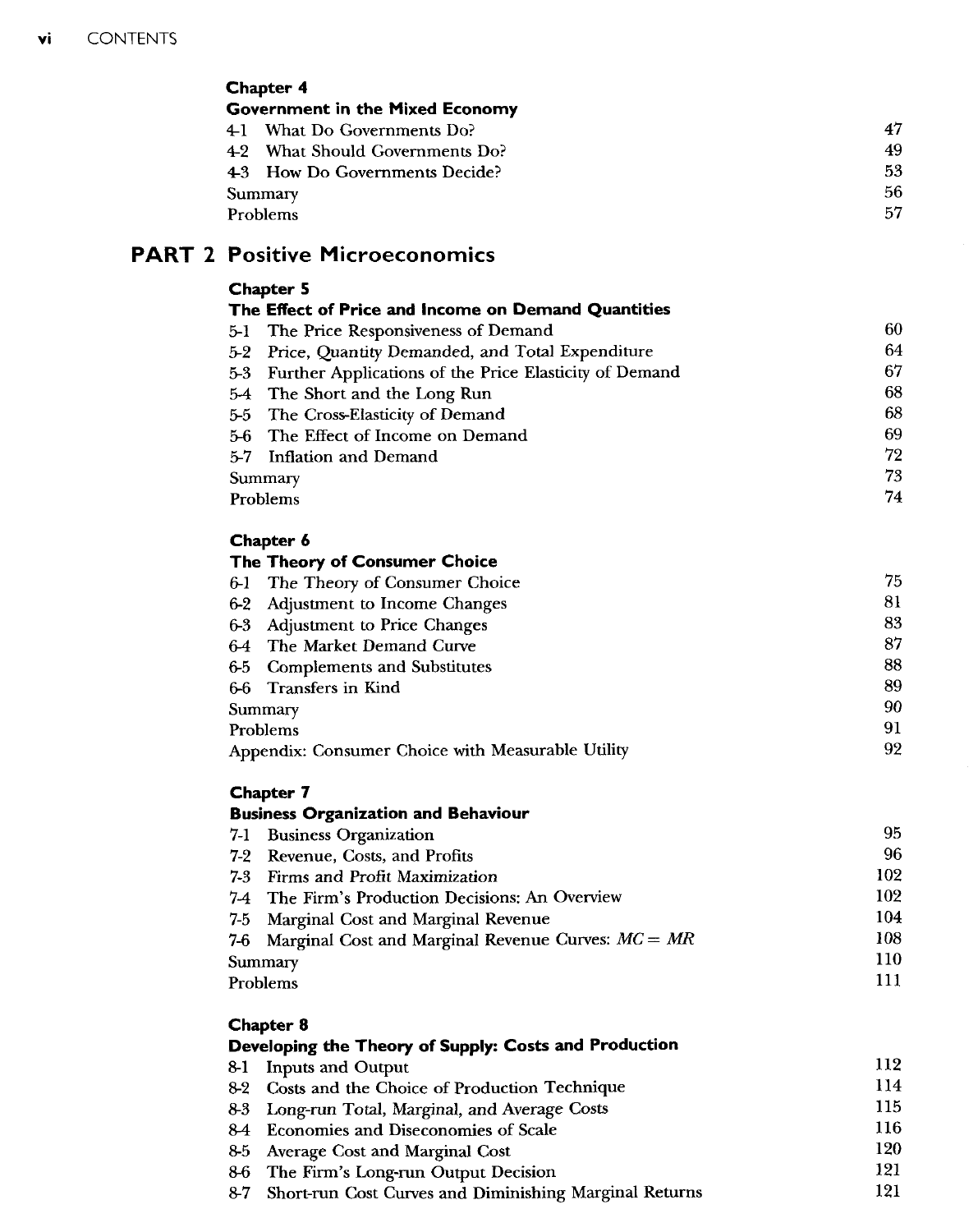### Chapter 4
### Government in the Mixed Economy

| | |
|---|---|
| 4-1 What Do Governments Do? | 47 |
| 4-2 What Should Governments Do? | 49 |
| 4-3 How Do Governments Decide? | 53 |
| Summary | 56 |
| Problems | 57 |

# PART 2 Positive Microeconomics

### Chapter 5
### The Effect of Price and Income on Demand Quantities

| | |
|---|---|
| 5-1 The Price Responsiveness of Demand | 60 |
| 5-2 Price, Quantity Demanded, and Total Expenditure | 64 |
| 5-3 Further Applications of the Price Elasticity of Demand | 67 |
| 5-4 The Short and the Long Run | 68 |
| 5-5 The Cross-Elasticity of Demand | 68 |
| 5-6 The Effect of Income on Demand | 69 |
| 5-7 Inflation and Demand | 72 |
| Summary | 73 |
| Problems | 74 |

### Chapter 6
### The Theory of Consumer Choice

| | |
|---|---|
| 6-1 The Theory of Consumer Choice | 75 |
| 6-2 Adjustment to Income Changes | 81 |
| 6-3 Adjustment to Price Changes | 83 |
| 6-4 The Market Demand Curve | 87 |
| 6-5 Complements and Substitutes | 88 |
| 6-6 Transfers in Kind | 89 |
| Summary | 90 |
| Problems | 91 |
| Appendix: Consumer Choice with Measurable Utility | 92 |

### Chapter 7
### Business Organization and Behaviour

| | |
|---|---|
| 7-1 Business Organization | 95 |
| 7-2 Revenue, Costs, and Profits | 96 |
| 7-3 Firms and Profit Maximization | 102 |
| 7-4 The Firm's Production Decisions: An Overview | 102 |
| 7-5 Marginal Cost and Marginal Revenue | 104 |
| 7-6 Marginal Cost and Marginal Revenue Curves: $MC = MR$ | 108 |
| Summary | 110 |
| Problems | 111 |

### Chapter 8
### Developing the Theory of Supply: Costs and Production

| | |
|---|---|
| 8-1 Inputs and Output | 112 |
| 8-2 Costs and the Choice of Production Technique | 114 |
| 8-3 Long-run Total, Marginal, and Average Costs | 115 |
| 8-4 Economies and Diseconomies of Scale | 116 |
| 8-5 Average Cost and Marginal Cost | 120 |
| 8-6 The Firm's Long-run Output Decision | 121 |
| 8-7 Short-run Cost Curves and Diminishing Marginal Returns | 121 |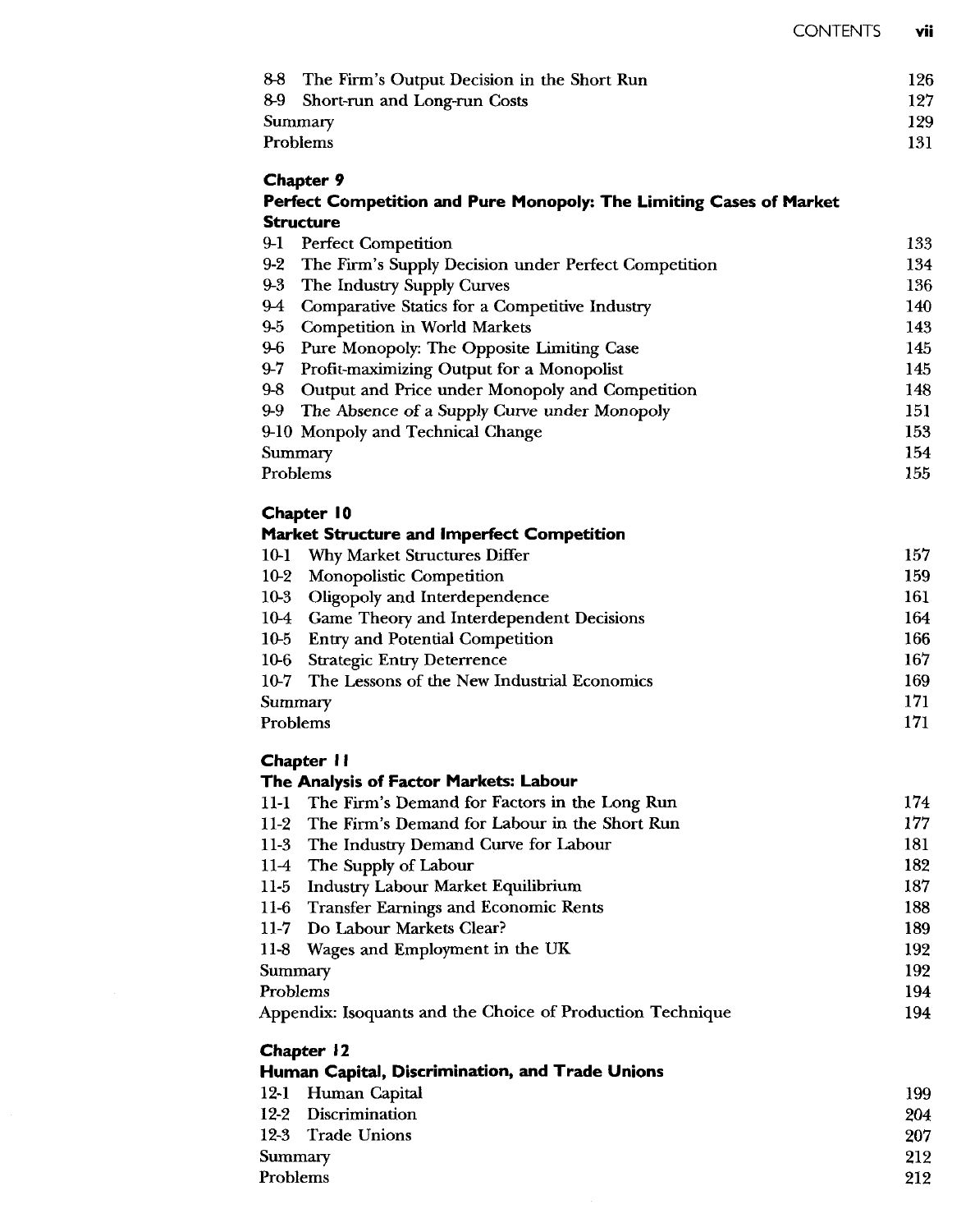| | |
|---|---|
| 8-8 The Firm's Output Decision in the Short Run | 126 |
| 8-9 Short-run and Long-run Costs | 127 |
| Summary | 129 |
| Problems | 131 |

**Chapter 9**
**Perfect Competition and Pure Monopoly: The Limiting Cases of Market Structure**

| | |
|---|---|
| 9-1 Perfect Competition | 133 |
| 9-2 The Firm's Supply Decision under Perfect Competition | 134 |
| 9-3 The Industry Supply Curves | 136 |
| 9-4 Comparative Statics for a Competitive Industry | 140 |
| 9-5 Competition in World Markets | 143 |
| 9-6 Pure Monopoly: The Opposite Limiting Case | 145 |
| 9-7 Profit-maximizing Output for a Monopolist | 145 |
| 9-8 Output and Price under Monopoly and Competition | 148 |
| 9-9 The Absence of a Supply Curve under Monopoly | 151 |
| 9-10 Monpoly and Technical Change | 153 |
| Summary | 154 |
| Problems | 155 |

**Chapter 10**
**Market Structure and Imperfect Competition**

| | |
|---|---|
| 10-1 Why Market Structures Differ | 157 |
| 10-2 Monopolistic Competition | 159 |
| 10-3 Oligopoly and Interdependence | 161 |
| 10-4 Game Theory and Interdependent Decisions | 164 |
| 10-5 Entry and Potential Competition | 166 |
| 10-6 Strategic Entry Deterrence | 167 |
| 10-7 The Lessons of the New Industrial Economics | 169 |
| Summary | 171 |
| Problems | 171 |

**Chapter 11**
**The Analysis of Factor Markets: Labour**

| | |
|---|---|
| 11-1 The Firm's Demand for Factors in the Long Run | 174 |
| 11-2 The Firm's Demand for Labour in the Short Run | 177 |
| 11-3 The Industry Demand Curve for Labour | 181 |
| 11-4 The Supply of Labour | 182 |
| 11-5 Industry Labour Market Equilibrium | 187 |
| 11-6 Transfer Earnings and Economic Rents | 188 |
| 11-7 Do Labour Markets Clear? | 189 |
| 11-8 Wages and Employment in the UK | 192 |
| Summary | 192 |
| Problems | 194 |
| Appendix: Isoquants and the Choice of Production Technique | 194 |

**Chapter 12**
**Human Capital, Discrimination, and Trade Unions**

| | |
|---|---|
| 12-1 Human Capital | 199 |
| 12-2 Discrimination | 204 |
| 12-3 Trade Unions | 207 |
| Summary | 212 |
| Problems | 212 |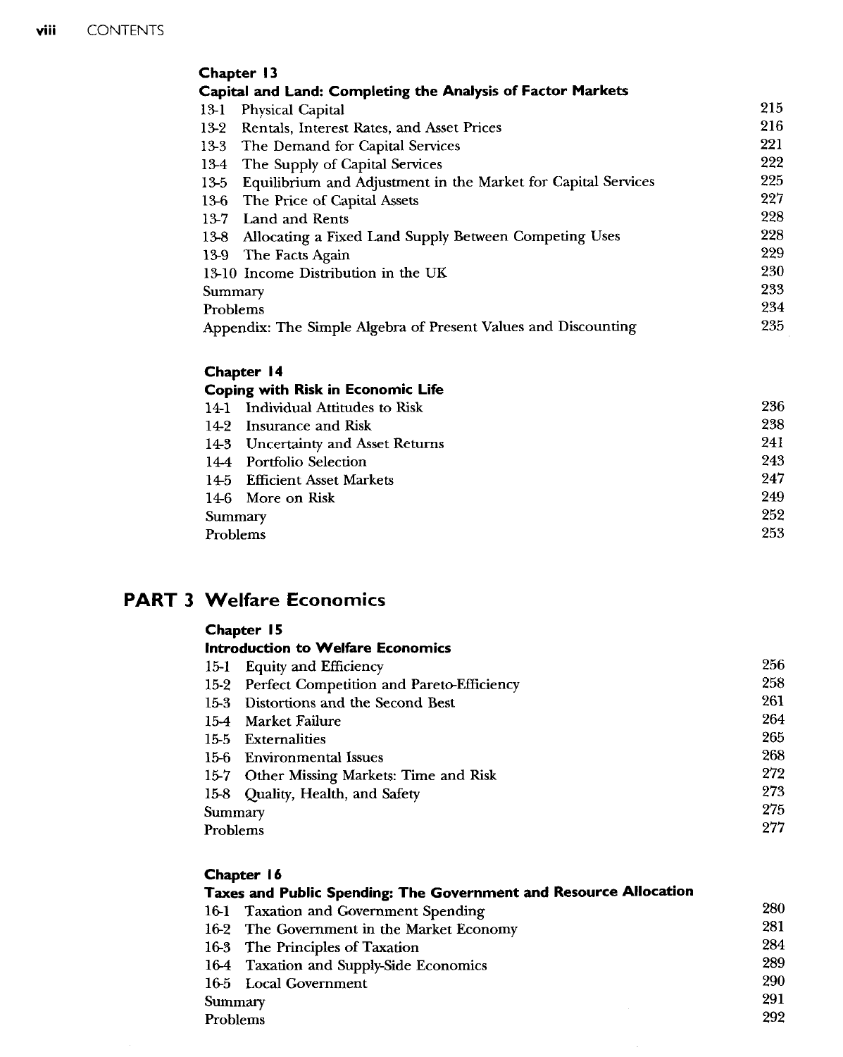### Chapter 13

**Capital and Land: Completing the Analysis of Factor Markets**

| | |
|---|---|
| 13-1 Physical Capital | 215 |
| 13-2 Rentals, Interest Rates, and Asset Prices | 216 |
| 13-3 The Demand for Capital Services | 221 |
| 13-4 The Supply of Capital Services | 222 |
| 13-5 Equilibrium and Adjustment in the Market for Capital Services | 225 |
| 13-6 The Price of Capital Assets | 227 |
| 13-7 Land and Rents | 228 |
| 13-8 Allocating a Fixed Land Supply Between Competing Uses | 228 |
| 13-9 The Facts Again | 229 |
| 13-10 Income Distribution in the UK | 230 |
| Summary | 233 |
| Problems | 234 |
| Appendix: The Simple Algebra of Present Values and Discounting | 235 |

### Chapter 14

**Coping with Risk in Economic Life**

| | |
|---|---|
| 14-1 Individual Attitudes to Risk | 236 |
| 14-2 Insurance and Risk | 238 |
| 14-3 Uncertainty and Asset Returns | 241 |
| 14-4 Portfolio Selection | 243 |
| 14-5 Efficient Asset Markets | 247 |
| 14-6 More on Risk | 249 |
| Summary | 252 |
| Problems | 253 |

## PART 3 Welfare Economics

### Chapter 15

**Introduction to Welfare Economics**

| | |
|---|---|
| 15-1 Equity and Efficiency | 256 |
| 15-2 Perfect Competition and Pareto-Efficiency | 258 |
| 15-3 Distortions and the Second Best | 261 |
| 15-4 Market Failure | 264 |
| 15-5 Externalities | 265 |
| 15-6 Environmental Issues | 268 |
| 15-7 Other Missing Markets: Time and Risk | 272 |
| 15-8 Quality, Health, and Safety | 273 |
| Summary | 275 |
| Problems | 277 |

### Chapter 16

**Taxes and Public Spending: The Government and Resource Allocation**

| | |
|---|---|
| 16-1 Taxation and Government Spending | 280 |
| 16-2 The Government in the Market Economy | 281 |
| 16-3 The Principles of Taxation | 284 |
| 16-4 Taxation and Supply-Side Economics | 289 |
| 16-5 Local Government | 290 |
| Summary | 291 |
| Problems | 292 |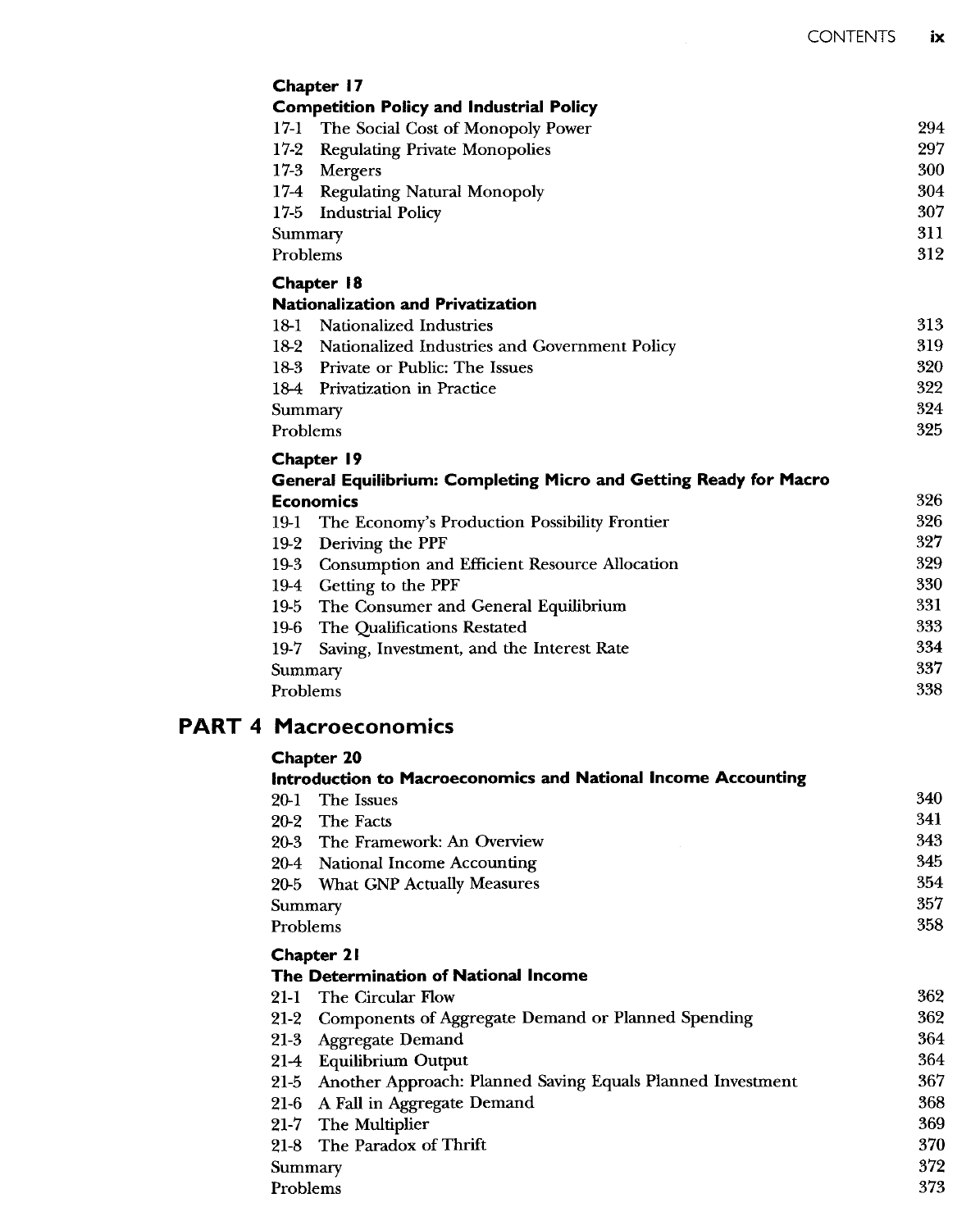### Chapter 17
### Competition Policy and Industrial Policy

| | |
|---|---|
| 17-1 The Social Cost of Monopoly Power | 294 |
| 17-2 Regulating Private Monopolies | 297 |
| 17-3 Mergers | 300 |
| 17-4 Regulating Natural Monopoly | 304 |
| 17-5 Industrial Policy | 307 |
| Summary | 311 |
| Problems | 312 |

### Chapter 18
### Nationalization and Privatization

| | |
|---|---|
| 18-1 Nationalized Industries | 313 |
| 18-2 Nationalized Industries and Government Policy | 319 |
| 18-3 Private or Public: The Issues | 320 |
| 18-4 Privatization in Practice | 322 |
| Summary | 324 |
| Problems | 325 |

### Chapter 19
### General Equilibrium: Completing Micro and Getting Ready for Macro Economics — 326

| | |
|---|---|
| 19-1 The Economy's Production Possibility Frontier | 326 |
| 19-2 Deriving the PPF | 327 |
| 19-3 Consumption and Efficient Resource Allocation | 329 |
| 19-4 Getting to the PPF | 330 |
| 19-5 The Consumer and General Equilibrium | 331 |
| 19-6 The Qualifications Restated | 333 |
| 19-7 Saving, Investment, and the Interest Rate | 334 |
| Summary | 337 |
| Problems | 338 |

## PART 4 Macroeconomics

### Chapter 20
### Introduction to Macroeconomics and National Income Accounting

| | |
|---|---|
| 20-1 The Issues | 340 |
| 20-2 The Facts | 341 |
| 20-3 The Framework: An Overview | 343 |
| 20-4 National Income Accounting | 345 |
| 20-5 What GNP Actually Measures | 354 |
| Summary | 357 |
| Problems | 358 |

### Chapter 21
### The Determination of National Income

| | |
|---|---|
| 21-1 The Circular Flow | 362 |
| 21-2 Components of Aggregate Demand or Planned Spending | 362 |
| 21-3 Aggregate Demand | 364 |
| 21-4 Equilibrium Output | 364 |
| 21-5 Another Approach: Planned Saving Equals Planned Investment | 367 |
| 21-6 A Fall in Aggregate Demand | 368 |
| 21-7 The Multiplier | 369 |
| 21-8 The Paradox of Thrift | 370 |
| Summary | 372 |
| Problems | 373 |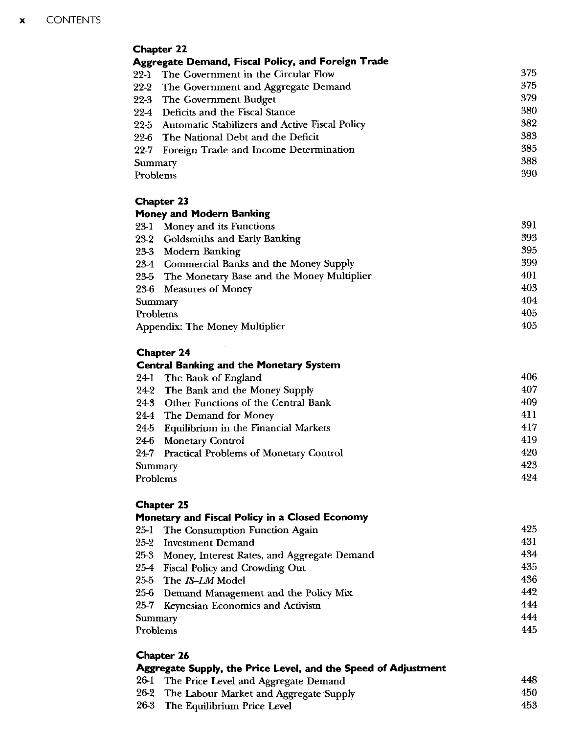### Chapter 22
### Aggregate Demand, Fiscal Policy, and Foreign Trade

| | |
|---|---|
| 22-1 The Government in the Circular Flow | 375 |
| 22-2 The Government and Aggregate Demand | 375 |
| 22-3 The Government Budget | 379 |
| 22-4 Deficits and the Fiscal Stance | 380 |
| 22-5 Automatic Stabilizers and Active Fiscal Policy | 382 |
| 22-6 The National Debt and the Deficit | 383 |
| 22-7 Foreign Trade and Income Determination | 385 |
| Summary | 388 |
| Problems | 390 |

### Chapter 23
### Money and Modern Banking

| | |
|---|---|
| 23-1 Money and its Functions | 391 |
| 23-2 Goldsmiths and Early Banking | 393 |
| 23-3 Modern Banking | 395 |
| 23-4 Commercial Banks and the Money Supply | 399 |
| 23-5 The Monetary Base and the Money Multiplier | 401 |
| 23-6 Measures of Money | 403 |
| Summary | 404 |
| Problems | 405 |
| Appendix: The Money Multiplier | 405 |

### Chapter 24
### Central Banking and the Monetary System

| | |
|---|---|
| 24-1 The Bank of England | 406 |
| 24-2 The Bank and the Money Supply | 407 |
| 24-3 Other Functions of the Central Bank | 409 |
| 24-4 The Demand for Money | 411 |
| 24-5 Equilibrium in the Financial Markets | 417 |
| 24-6 Monetary Control | 419 |
| 24-7 Practical Problems of Monetary Control | 420 |
| Summary | 423 |
| Problems | 424 |

### Chapter 25
### Monetary and Fiscal Policy in a Closed Economy

| | |
|---|---|
| 25-1 The Consumption Function Again | 425 |
| 25-2 Investment Demand | 431 |
| 25-3 Money, Interest Rates, and Aggregate Demand | 434 |
| 25-4 Fiscal Policy and Crowding Out | 435 |
| 25-5 The *IS–LM* Model | 436 |
| 25-6 Demand Management and the Policy Mix | 442 |
| 25-7 Keynesian Economics and Activism | 444 |
| Summary | 444 |
| Problems | 445 |

### Chapter 26
### Aggregate Supply, the Price Level, and the Speed of Adjustment

| | |
|---|---|
| 26-1 The Price Level and Aggregate Demand | 448 |
| 26-2 The Labour Market and Aggregate Supply | 450 |
| 26-3 The Equilibrium Price Level | 453 |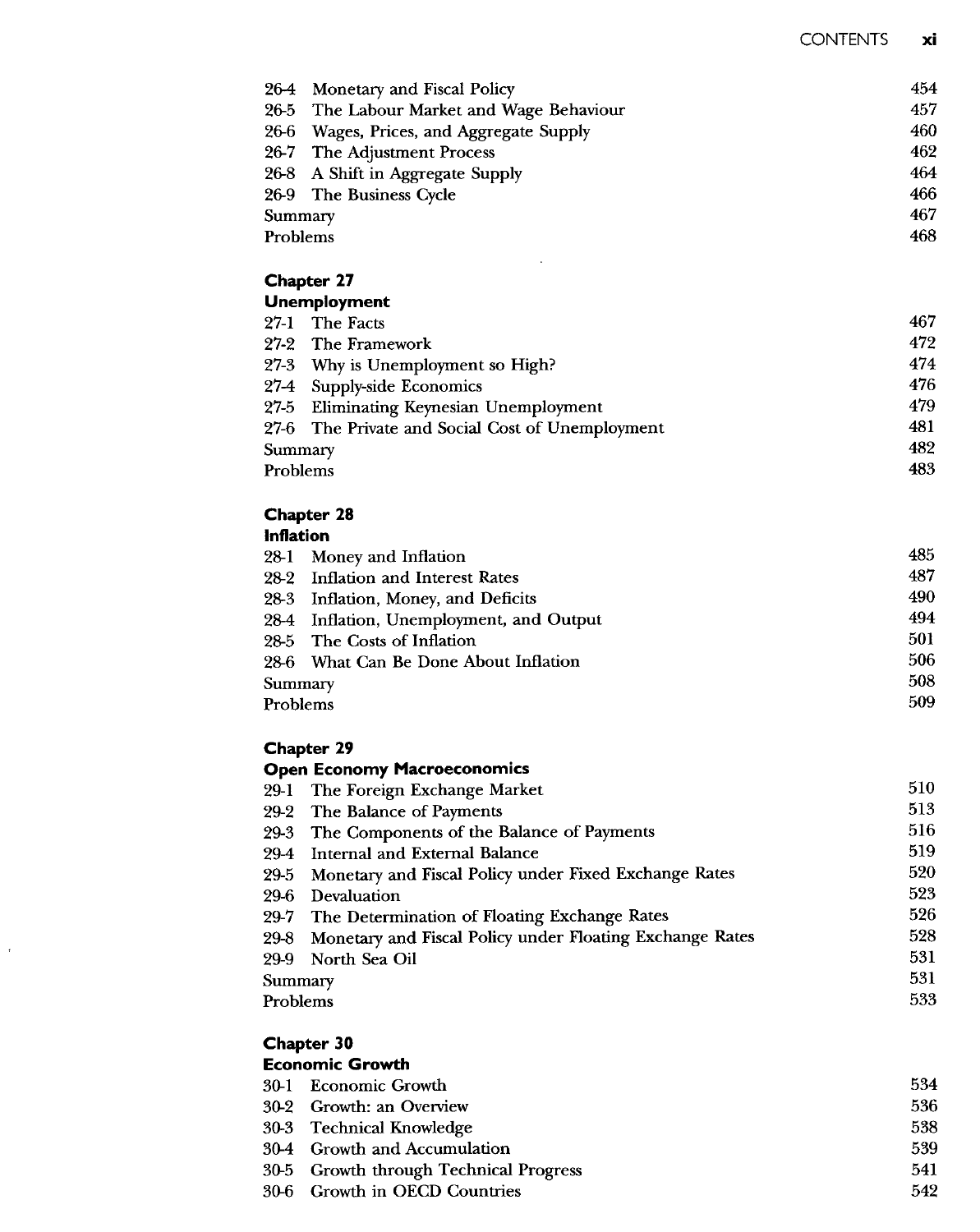| | |
|---|---|
| 26-4 Monetary and Fiscal Policy | 454 |
| 26-5 The Labour Market and Wage Behaviour | 457 |
| 26-6 Wages, Prices, and Aggregate Supply | 460 |
| 26-7 The Adjustment Process | 462 |
| 26-8 A Shift in Aggregate Supply | 464 |
| 26-9 The Business Cycle | 466 |
| Summary | 467 |
| Problems | 468 |

## Chapter 27
## Unemployment

| | |
|---|---|
| 27-1 The Facts | 467 |
| 27-2 The Framework | 472 |
| 27-3 Why is Unemployment so High? | 474 |
| 27-4 Supply-side Economics | 476 |
| 27-5 Eliminating Keynesian Unemployment | 479 |
| 27-6 The Private and Social Cost of Unemployment | 481 |
| Summary | 482 |
| Problems | 483 |

## Chapter 28
## Inflation

| | |
|---|---|
| 28-1 Money and Inflation | 485 |
| 28-2 Inflation and Interest Rates | 487 |
| 28-3 Inflation, Money, and Deficits | 490 |
| 28-4 Inflation, Unemployment, and Output | 494 |
| 28-5 The Costs of Inflation | 501 |
| 28-6 What Can Be Done About Inflation | 506 |
| Summary | 508 |
| Problems | 509 |

## Chapter 29
## Open Economy Macroeconomics

| | |
|---|---|
| 29-1 The Foreign Exchange Market | 510 |
| 29-2 The Balance of Payments | 513 |
| 29-3 The Components of the Balance of Payments | 516 |
| 29-4 Internal and External Balance | 519 |
| 29-5 Monetary and Fiscal Policy under Fixed Exchange Rates | 520 |
| 29-6 Devaluation | 523 |
| 29-7 The Determination of Floating Exchange Rates | 526 |
| 29-8 Monetary and Fiscal Policy under Floating Exchange Rates | 528 |
| 29-9 North Sea Oil | 531 |
| Summary | 531 |
| Problems | 533 |

## Chapter 30
## Economic Growth

| | |
|---|---|
| 30-1 Economic Growth | 534 |
| 30-2 Growth: an Overview | 536 |
| 30-3 Technical Knowledge | 538 |
| 30-4 Growth and Accumulation | 539 |
| 30-5 Growth through Technical Progress | 541 |
| 30-6 Growth in OECD Countries | 542 |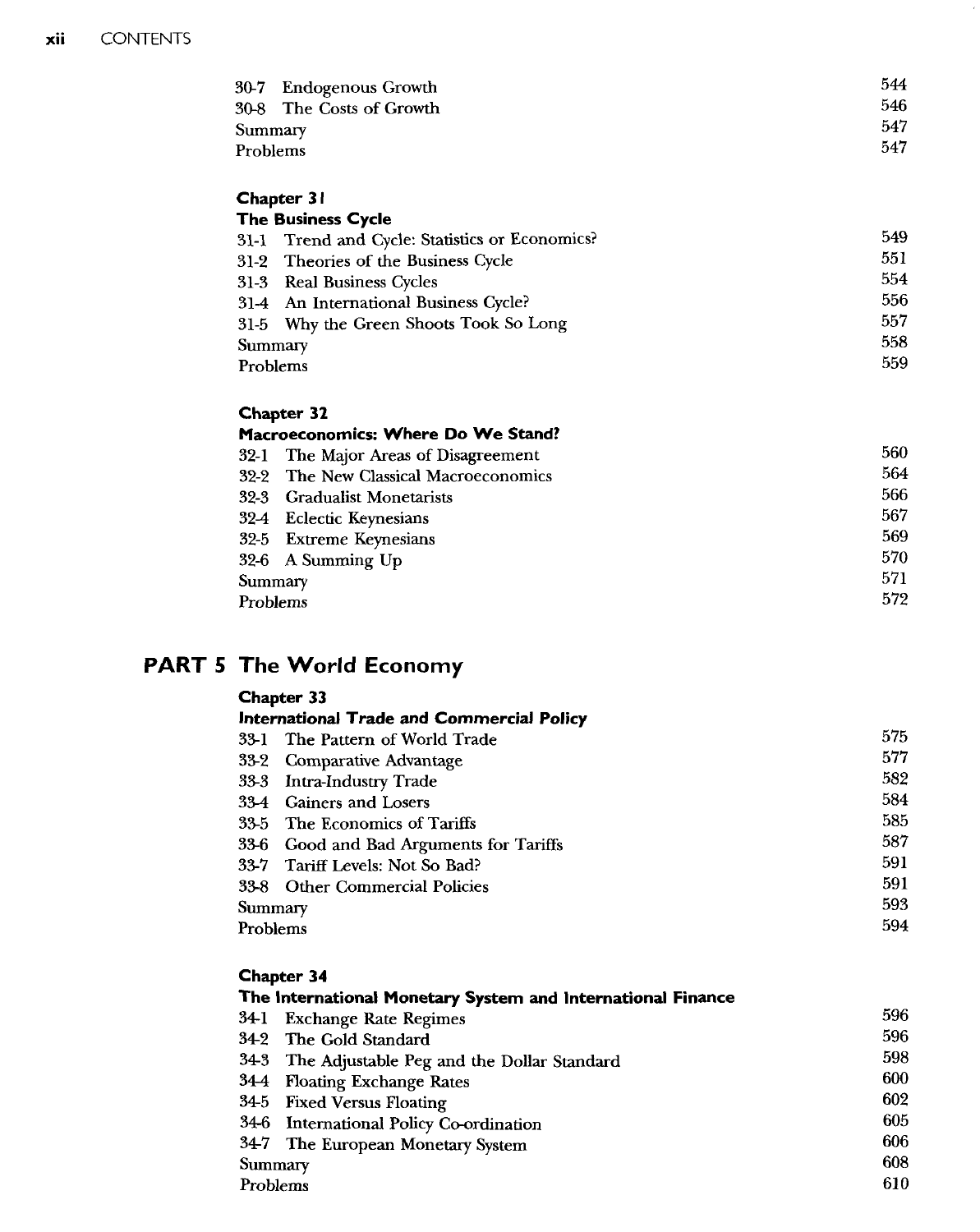| | |
|---|---|
| 30-7 Endogenous Growth | 544 |
| 30-8 The Costs of Growth | 546 |
| Summary | 547 |
| Problems | 547 |

### Chapter 31
### The Business Cycle

| | |
|---|---|
| 31-1 Trend and Cycle: Statistics or Economics? | 549 |
| 31-2 Theories of the Business Cycle | 551 |
| 31-3 Real Business Cycles | 554 |
| 31-4 An International Business Cycle? | 556 |
| 31-5 Why the Green Shoots Took So Long | 557 |
| Summary | 558 |
| Problems | 559 |

### Chapter 32
### Macroeconomics: Where Do We Stand?

| | |
|---|---|
| 32-1 The Major Areas of Disagreement | 560 |
| 32-2 The New Classical Macroeconomics | 564 |
| 32-3 Gradualist Monetarists | 566 |
| 32-4 Eclectic Keynesians | 567 |
| 32-5 Extreme Keynesians | 569 |
| 32-6 A Summing Up | 570 |
| Summary | 571 |
| Problems | 572 |

## PART 5 The World Economy

### Chapter 33
### International Trade and Commercial Policy

| | |
|---|---|
| 33-1 The Pattern of World Trade | 575 |
| 33-2 Comparative Advantage | 577 |
| 33-3 Intra-Industry Trade | 582 |
| 33-4 Gainers and Losers | 584 |
| 33-5 The Economics of Tariffs | 585 |
| 33-6 Good and Bad Arguments for Tariffs | 587 |
| 33-7 Tariff Levels: Not So Bad? | 591 |
| 33-8 Other Commercial Policies | 591 |
| Summary | 593 |
| Problems | 594 |

### Chapter 34
### The International Monetary System and International Finance

| | |
|---|---|
| 34-1 Exchange Rate Regimes | 596 |
| 34-2 The Gold Standard | 596 |
| 34-3 The Adjustable Peg and the Dollar Standard | 598 |
| 34-4 Floating Exchange Rates | 600 |
| 34-5 Fixed Versus Floating | 602 |
| 34-6 International Policy Co-ordination | 605 |
| 34-7 The European Monetary System | 606 |
| Summary | 608 |
| Problems | 610 |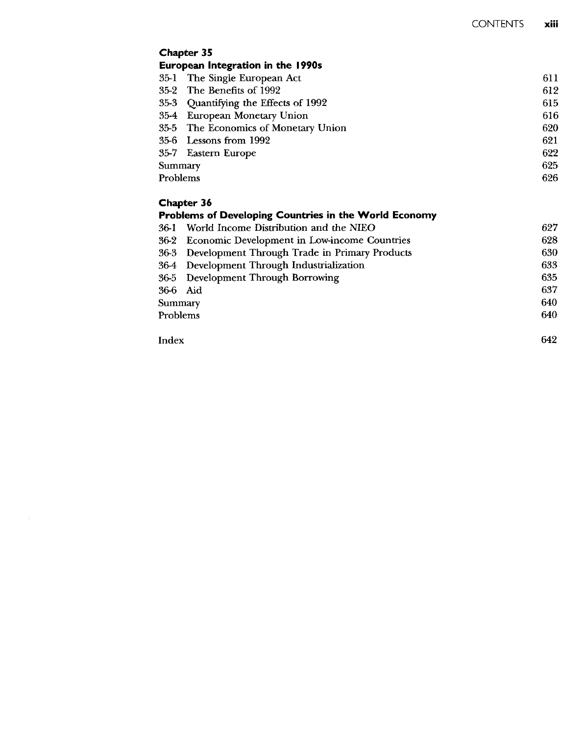**Chapter 35**
**European Integration in the 1990s**

| | |
|---|---|
| 35-1 The Single European Act | 611 |
| 35-2 The Benefits of 1992 | 612 |
| 35-3 Quantifying the Effects of 1992 | 615 |
| 35-4 European Monetary Union | 616 |
| 35-5 The Economics of Monetary Union | 620 |
| 35-6 Lessons from 1992 | 621 |
| 35-7 Eastern Europe | 622 |
| Summary | 625 |
| Problems | 626 |

**Chapter 36**
**Problems of Developing Countries in the World Economy**

| | |
|---|---|
| 36-1 World Income Distribution and the NIEO | 627 |
| 36-2 Economic Development in Low-income Countries | 628 |
| 36-3 Development Through Trade in Primary Products | 630 |
| 36-4 Development Through Industrialization | 633 |
| 36-5 Development Through Borrowing | 635 |
| 36-6 Aid | 637 |
| Summary | 640 |
| Problems | 640 |

| | |
|---|---|
| Index | 642 |